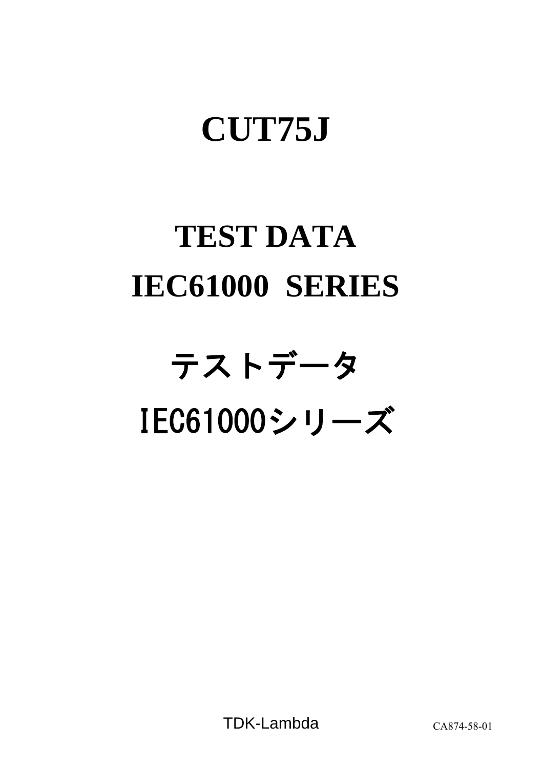# CUT75J

# TEST DATA
# IEC61000 SERIES

# テストデータ
# IEC61000シリーズ

TDK-Lambda

CA874-58-01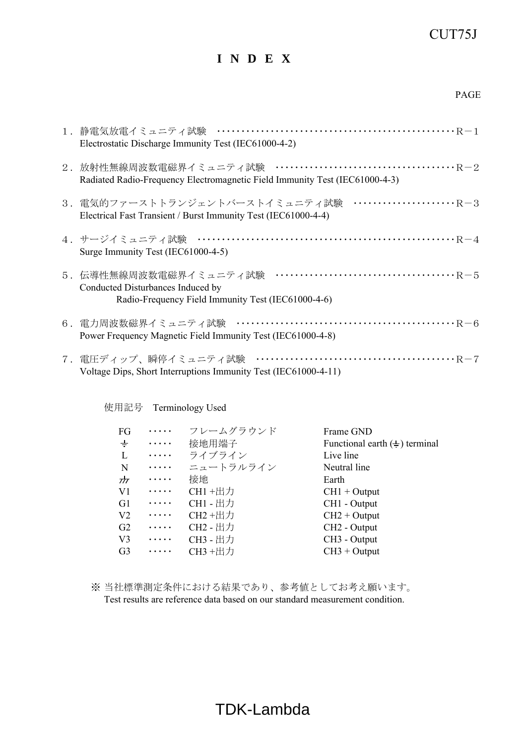# I N D E X

PAGE

| | | PAGE |
|---|---|---|
| １． | 静電気放電イミュニティ試験<br>Electrostatic Discharge Immunity Test (IEC61000-4-2) | Ｒ－１ |
| ２． | 放射性無線周波数電磁界イミュニティ試験<br>Radiated Radio-Frequency Electromagnetic Field Immunity Test (IEC61000-4-3) | Ｒ－２ |
| ３． | 電気的ファーストトランジェントバーストイミュニティ試験<br>Electrical Fast Transient / Burst Immunity Test (IEC61000-4-4) | Ｒ－３ |
| ４． | サージイミュニティ試験<br>Surge Immunity Test (IEC61000-4-5) | Ｒ－４ |
| ５． | 伝導性無線周波数電磁界イミュニティ試験<br>Conducted Disturbances Induced by Radio-Frequency Field Immunity Test (IEC61000-4-6) | Ｒ－５ |
| ６． | 電力周波数磁界イミュニティ試験<br>Power Frequency Magnetic Field Immunity Test (IEC61000-4-8) | Ｒ－６ |
| ７． | 電圧ディップ、瞬停イミュニティ試験<br>Voltage Dips, Short Interruptions Immunity Test (IEC61000-4-11) | Ｒ－７ |

使用記号　Terminology Used

| | | | |
|---|---|---|---|
| FG | ・・・・・ | フレームグラウンド | Frame GND |
| ⏚ | ・・・・・ | 接地用端子 | Functional earth (⏚) terminal |
| L | ・・・・・ | ライブライン | Live line |
| N | ・・・・・ | ニュートラルライン | Neutral line |
| ⏛ | ・・・・・ | 接地 | Earth |
| V1 | ・・・・・ | CH1 +出力 | CH1 + Output |
| G1 | ・・・・・ | CH1 - 出力 | CH1 - Output |
| V2 | ・・・・・ | CH2 +出力 | CH2 + Output |
| G2 | ・・・・・ | CH2 - 出力 | CH2 - Output |
| V3 | ・・・・・ | CH3 - 出力 | CH3 - Output |
| G3 | ・・・・・ | CH3 +出力 | CH3 + Output |

※ 当社標準測定条件における結果であり、参考値としてお考え願います。
Test results are reference data based on our standard measurement condition.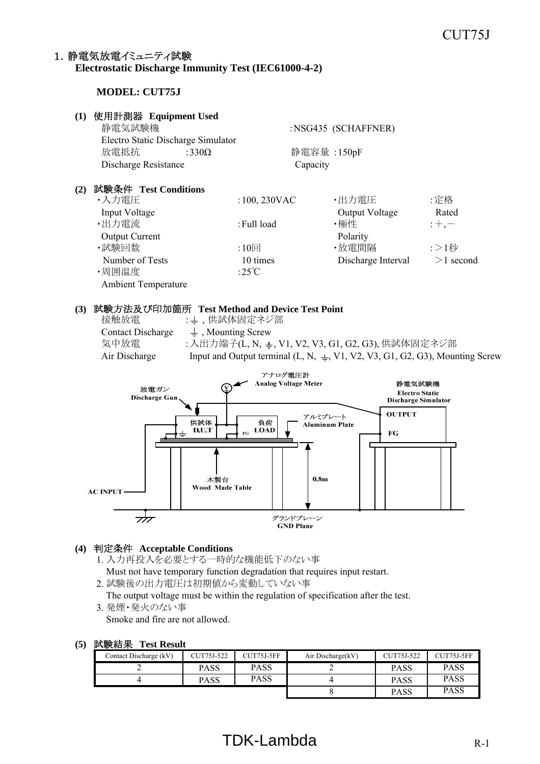# 1. 静電気放電イミュニティ試験
**Electrostatic Discharge Immunity Test (IEC61000-4-2)**

**MODEL: CUT75J**

**(1) 使用計測器 Equipment Used**

静電気試験機 Electro Static Discharge Simulator : NSG435 (SCHAFFNER)

放電抵抗 Discharge Resistance : 330Ω 静電容量 Capacity : 150pF

**(2) 試験条件 Test Conditions**

- ・入力電圧 Input Voltage : 100, 230VAC
- ・出力電圧 Output Voltage : 定格 Rated
- ・出力電流 Output Current : Full load
- ・極性 Polarity : +, −
- ・試験回数 Number of Tests : 10回 10 times
- ・放電間隔 Discharge Interval : >1秒 >1 second
- ・周囲温度 Ambient Temperature : 25℃

**(3) 試験方法及び印加箇所 Test Method and Device Test Point**

接触放電 Contact Discharge : ⏚ 、供試体固定ネジ部 ⏚ , Mounting Screw

気中放電 Air Discharge : 入出力端子(L, N, ⏚, V1, V2, V3, G1, G2, G3), 供試体固定ネジ部 Input and Output terminal (L, N, ⏚, V1, V2, V3, G1, G2, G3), Mounting Screw

アナログ電圧計 Analog Voltage Meter; 放電ガン Discharge Gun; 静電気試験機 Electro Static Discharge Simulator; OUTPUT; FG; 供試体 D.U.T; 負荷 LOAD; アルミプレート Aluminum Plate; 木製台 Wood Made Table; 0.8m; AC INPUT; グランドプレーン GND Plane

**(4) 判定条件 Acceptable Conditions**

1. 入力再投入を必要とする一時的な機能低下のない事
   Must not have temporary function degradation that requires input restart.
2. 試験後の出力電圧は初期値から変動していない事
   The output voltage must be within the regulation of specification after the test.
3. 発煙・発火のない事
   Smoke and fire are not allowed.

**(5) 試験結果 Test Result**

| Contact Discharge (kV) | CUT75J-522 | CUT75J-5FF | Air Discharge(kV) | CUT75J-522 | CUT75J-5FF |
|---|---|---|---|---|---|
| 2 | PASS | PASS | 2 | PASS | PASS |
| 4 | PASS | PASS | 4 | PASS | PASS |
| | | | 8 | PASS | PASS |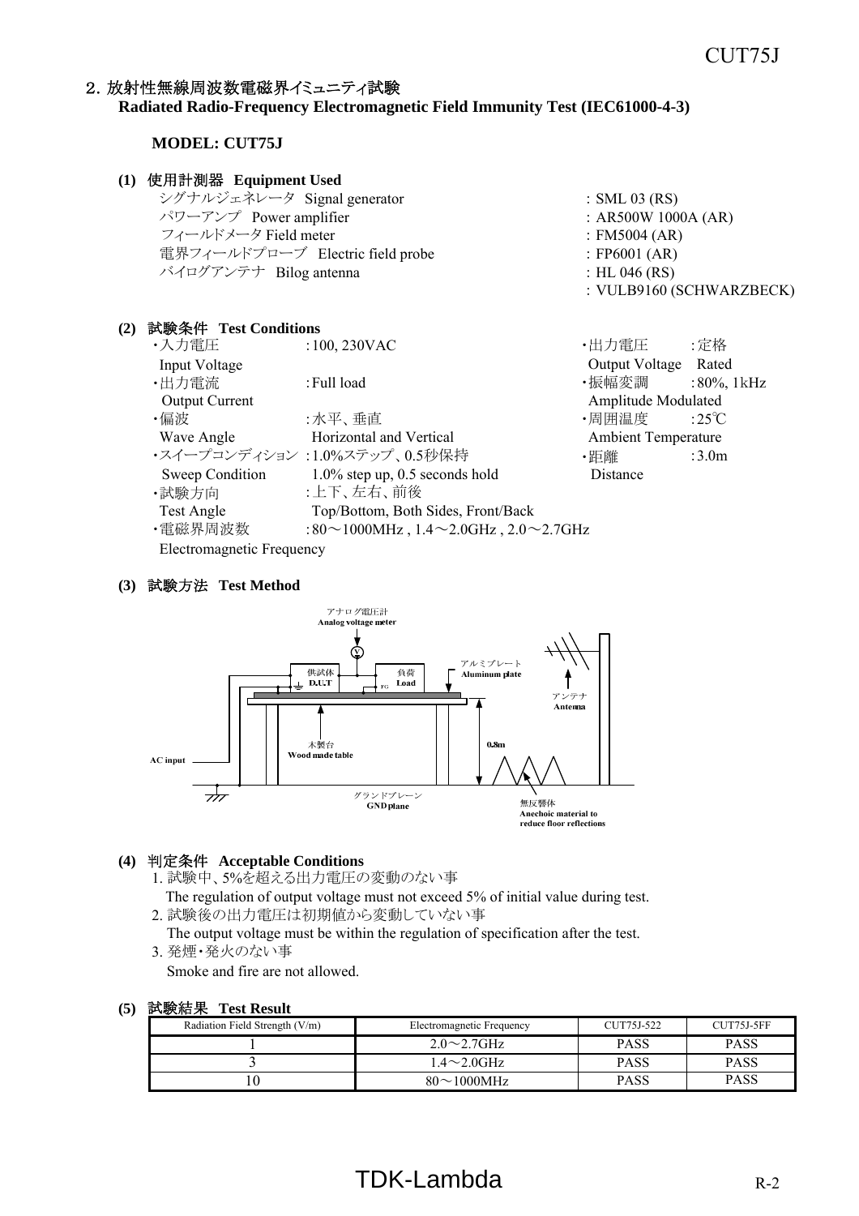## 2. 放射性無線周波数電磁界イミュニティ試験
**Radiated Radio-Frequency Electromagnetic Field Immunity Test (IEC61000-4-3)**

**MODEL: CUT75J**

**(1) 使用計測器 Equipment Used**

| | |
|---|---|
| シグナルジェネレータ Signal generator | : SML 03 (RS) |
| パワーアンプ Power amplifier | : AR500W 1000A (AR) |
| フィールドメータ Field meter | : FM5004 (AR) |
| 電界フィールドプローブ Electric field probe | : FP6001 (AR) |
| バイログアンテナ Bilog antenna | : HL 046 (RS) |
| | : VULB9160 (SCHWARZBECK) |

**(2) 試験条件 Test Conditions**

- ・入力電圧 Input Voltage : 100, 230VAC
- ・出力電流 Output Current : Full load
- ・偏波 Wave Angle : 水平、垂直 Horizontal and Vertical
- ・スイープコンディション Sweep Condition : 1.0%ステップ、0.5秒保持 1.0% step up, 0.5 seconds hold
- ・試験方向 Test Angle : 上下、左右、前後 Top/Bottom, Both Sides, Front/Back
- ・電磁界周波数 Electromagnetic Frequency : 80～1000MHz , 1.4～2.0GHz , 2.0～2.7GHz
- ・出力電圧 Output Voltage : 定格 Rated
- ・振幅変調 Amplitude Modulated : 80%, 1kHz
- ・周囲温度 Ambient Temperature : 25℃
- ・距離 Distance : 3.0m

**(3) 試験方法 Test Method**

アナログ電圧計 Analog voltage meter
供試体 D.U.T
負荷 Load
アルミプレート Aluminum plate
アンテナ Antenna
木製台 Wood made table
0.8m
AC input
グランドプレーン GND plane
無反響体 Anechoic material to reduce floor reflections

**(4) 判定条件 Acceptable Conditions**

1. 試験中、5%を超える出力電圧の変動のない事
   The regulation of output voltage must not exceed 5% of initial value during test.
2. 試験後の出力電圧は初期値から変動していない事
   The output voltage must be within the regulation of specification after the test.
3. 発煙・発火のない事
   Smoke and fire are not allowed.

**(5) 試験結果 Test Result**

| Radiation Field Strength (V/m) | Electromagnetic Frequency | CUT75J-522 | CUT75J-5FF |
|---|---|---|---|
| 1 | 2.0～2.7GHz | PASS | PASS |
| 3 | 1.4～2.0GHz | PASS | PASS |
| 10 | 80～1000MHz | PASS | PASS |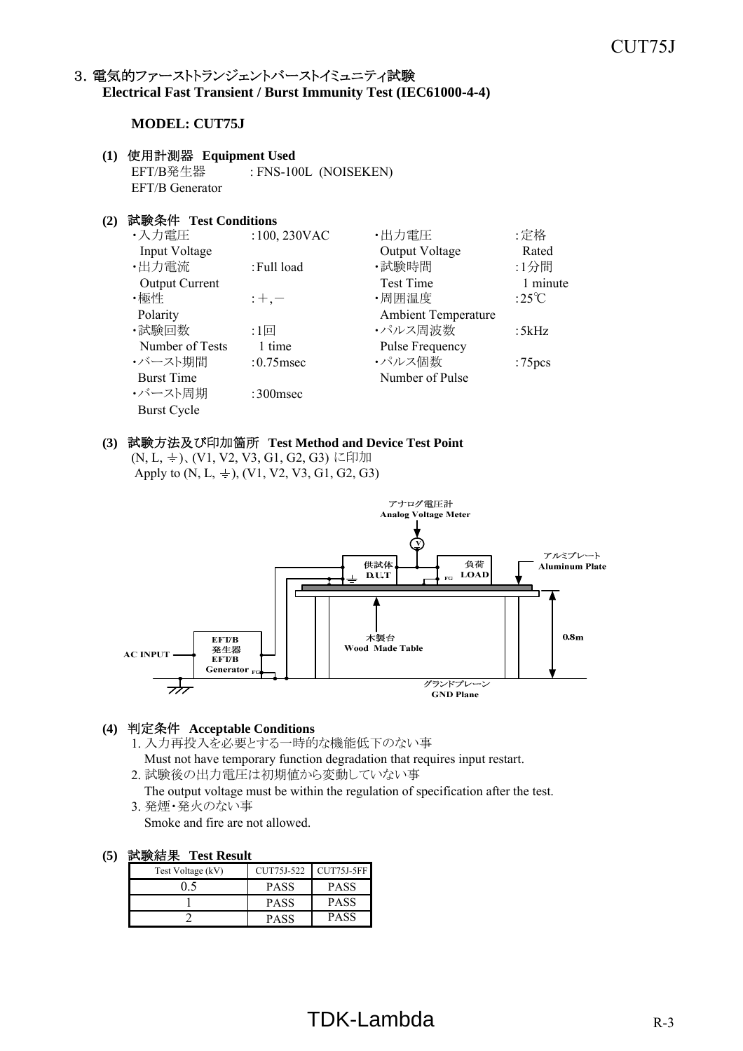## 3. 電気的ファーストトランジェントバーストイミュニティ試験
**Electrical Fast Transient / Burst Immunity Test (IEC61000-4-4)**

**MODEL: CUT75J**

**(1) 使用計測器 Equipment Used**

EFT/B発生器 EFT/B Generator : FNS-100L (NOISEKEN)

**(2) 試験条件 Test Conditions**

| | | | |
|---|---|---|---|
| ・入力電圧 Input Voltage | :100, 230VAC | ・出力電圧 Output Voltage | :定格 Rated |
| ・出力電流 Output Current | :Full load | ・試験時間 Test Time | :1分間 1 minute |
| ・極性 Polarity | :＋,－ | ・周囲温度 Ambient Temperature | :25℃ |
| ・試験回数 Number of Tests | :1回 1 time | ・パルス周波数 Pulse Frequency | :5kHz |
| ・バースト期間 Burst Time | :0.75msec | ・パルス個数 Number of Pulse | :75pcs |
| ・バースト周期 Burst Cycle | :300msec | | |

**(3) 試験方法及び印加箇所 Test Method and Device Test Point**

(N, L, ⏚)、(V1, V2, V3, G1, G2, G3) に印加
Apply to (N, L, ⏚), (V1, V2, V3, G1, G2, G3)

アナログ電圧計 Analog Voltage Meter
供試体 D.U.T
負荷 LOAD
FG
アルミプレート Aluminum Plate
0.8m
木製台 Wood Made Table
AC INPUT
EFT/B 発生器 EFT/B Generator
FG
グランドプレーン GND Plane

**(4) 判定条件 Acceptable Conditions**

1. 入力再投入を必要とする一時的な機能低下のない事
   Must not have temporary function degradation that requires input restart.
2. 試験後の出力電圧は初期値から変動していない事
   The output voltage must be within the regulation of specification after the test.
3. 発煙・発火のない事
   Smoke and fire are not allowed.

**(5) 試験結果 Test Result**

| Test Voltage (kV) | CUT75J-522 | CUT75J-5FF |
|---|---|---|
| 0.5 | PASS | PASS |
| 1 | PASS | PASS |
| 2 | PASS | PASS |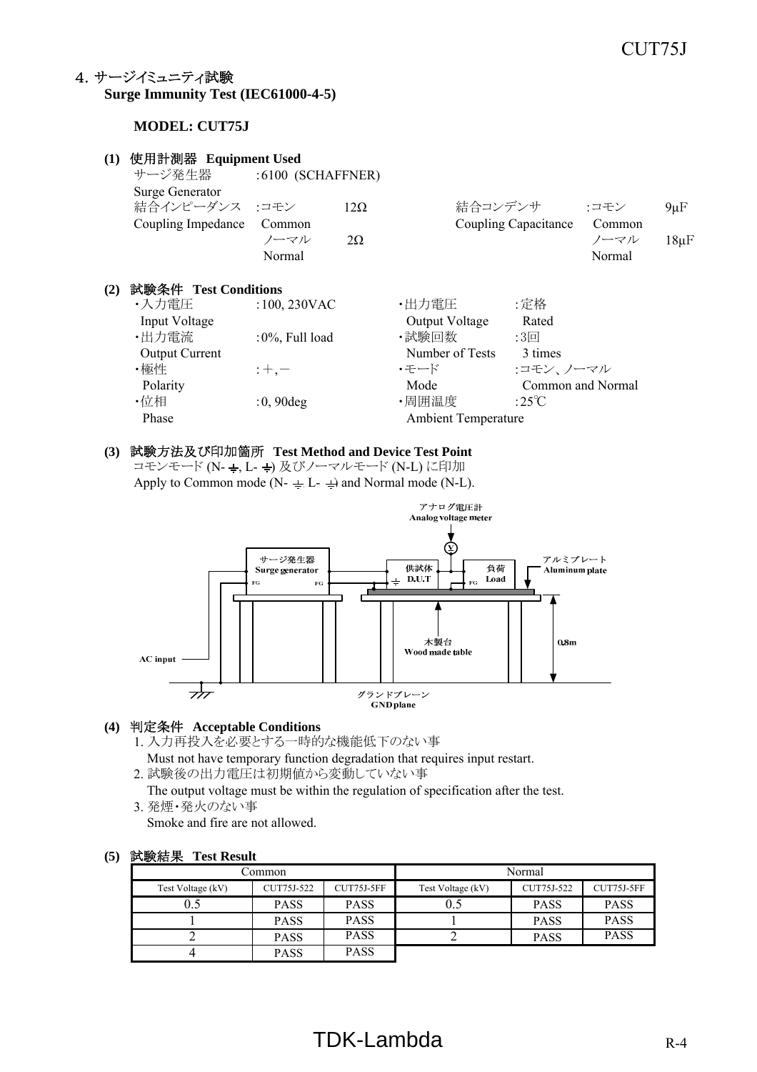## 4. サージイミュニティ試験
**Surge Immunity Test (IEC61000-4-5)**

**MODEL: CUT75J**

**(1) 使用計測器 Equipment Used**

サージ発生器 Surge Generator :6100 (SCHAFFNER)

結合インピーダンス Coupling Impedance :コモン Common 12Ω, ノーマル Normal 2Ω

結合コンデンサ Coupling Capacitance :コモン Common 9μF, ノーマル Normal 18μF

**(2) 試験条件 Test Conditions**

- ・入力電圧 Input Voltage :100, 230VAC
- ・出力電流 Output Current :0%, Full load
- ・極性 Polarity :＋,－
- ・位相 Phase :0, 90deg
- ・出力電圧 Output Voltage :定格 Rated
- ・試験回数 Number of Tests :3回 3 times
- ・モード Mode :コモン、ノーマル Common and Normal
- ・周囲温度 Ambient Temperature :25℃

**(3) 試験方法及び印加箇所 Test Method and Device Test Point**

コモンモード (N-⏚, L-⏚) 及びノーマルモード (N-L) に印加

Apply to Common mode (N-⏚, L-⏚) and Normal mode (N-L).

アナログ電圧計 Analog voltage meter

サージ発生器 Surge generator

供試体 D.U.T

負荷 Load

アルミプレート Aluminum plate

木製台 Wood made table

0.8m

AC input

グランドプレーン GND plane

**(4) 判定条件 Acceptable Conditions**

1. 入力再投入を必要とする一時的な機能低下のない事
   Must not have temporary function degradation that requires input restart.
2. 試験後の出力電圧は初期値から変動していない事
   The output voltage must be within the regulation of specification after the test.
3. 発煙・発火のない事
   Smoke and fire are not allowed.

**(5) 試験結果 Test Result**

| Common | | | Normal | | |
|---|---|---|---|---|---|
| Test Voltage (kV) | CUT75J-522 | CUT75J-5FF | Test Voltage (kV) | CUT75J-522 | CUT75J-5FF |
| 0.5 | PASS | PASS | 0.5 | PASS | PASS |
| 1 | PASS | PASS | 1 | PASS | PASS |
| 2 | PASS | PASS | 2 | PASS | PASS |
| 4 | PASS | PASS | | | |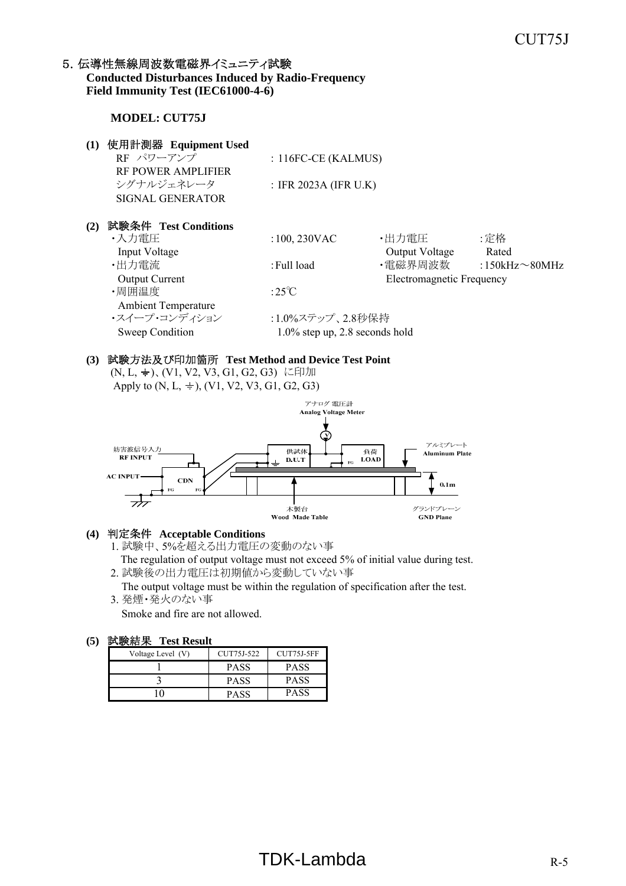## 5. 伝導性無線周波数電磁界イミュニティ試験
**Conducted Disturbances Induced by Radio-Frequency Field Immunity Test (IEC61000-4-6)**

**MODEL: CUT75J**

**(1) 使用計測器 Equipment Used**

| | |
|---|---|
| RF パワーアンプ<br>RF POWER AMPLIFIER | : 116FC-CE (KALMUS) |
| シグナルジェネレータ<br>SIGNAL GENERATOR | : IFR 2023A (IFR U.K) |

**(2) 試験条件 Test Conditions**

| | | | |
|---|---|---|---|
| ・入力電圧<br>Input Voltage | :100, 230VAC | ・出力電圧<br>Output Voltage | :定格<br>Rated |
| ・出力電流<br>Output Current | :Full load | ・電磁界周波数<br>Electromagnetic Frequency | :150kHz～80MHz |
| ・周囲温度<br>Ambient Temperature | :25℃ | | |
| ・スイープ･コンディション<br>Sweep Condition | :1.0%ステップ、2.8秒保持<br>1.0% step up, 2.8 seconds hold | | |

**(3) 試験方法及び印加箇所 Test Method and Device Test Point**

(N, L, ⏚)、(V1, V2, V3, G1, G2, G3) に印加
Apply to (N, L, ⏚), (V1, V2, V3, G1, G2, G3)

アナログ 電圧計 Analog Voltage Meter
妨害波信号入力 RF INPUT
AC INPUT
CDN
供試体 D.U.T
負荷 LOAD
アルミプレート Aluminum Plate
0.1m
木製台 Wood Made Table
グランドプレーン GND Plane

**(4) 判定条件 Acceptable Conditions**

1. 試験中、5%を超える出力電圧の変動のない事
   The regulation of output voltage must not exceed 5% of initial value during test.
2. 試験後の出力電圧は初期値から変動していない事
   The output voltage must be within the regulation of specification after the test.
3. 発煙・発火のない事
   Smoke and fire are not allowed.

**(5) 試験結果 Test Result**

| Voltage Level (V) | CUT75J-522 | CUT75J-5FF |
|---|---|---|
| 1 | PASS | PASS |
| 3 | PASS | PASS |
| 10 | PASS | PASS |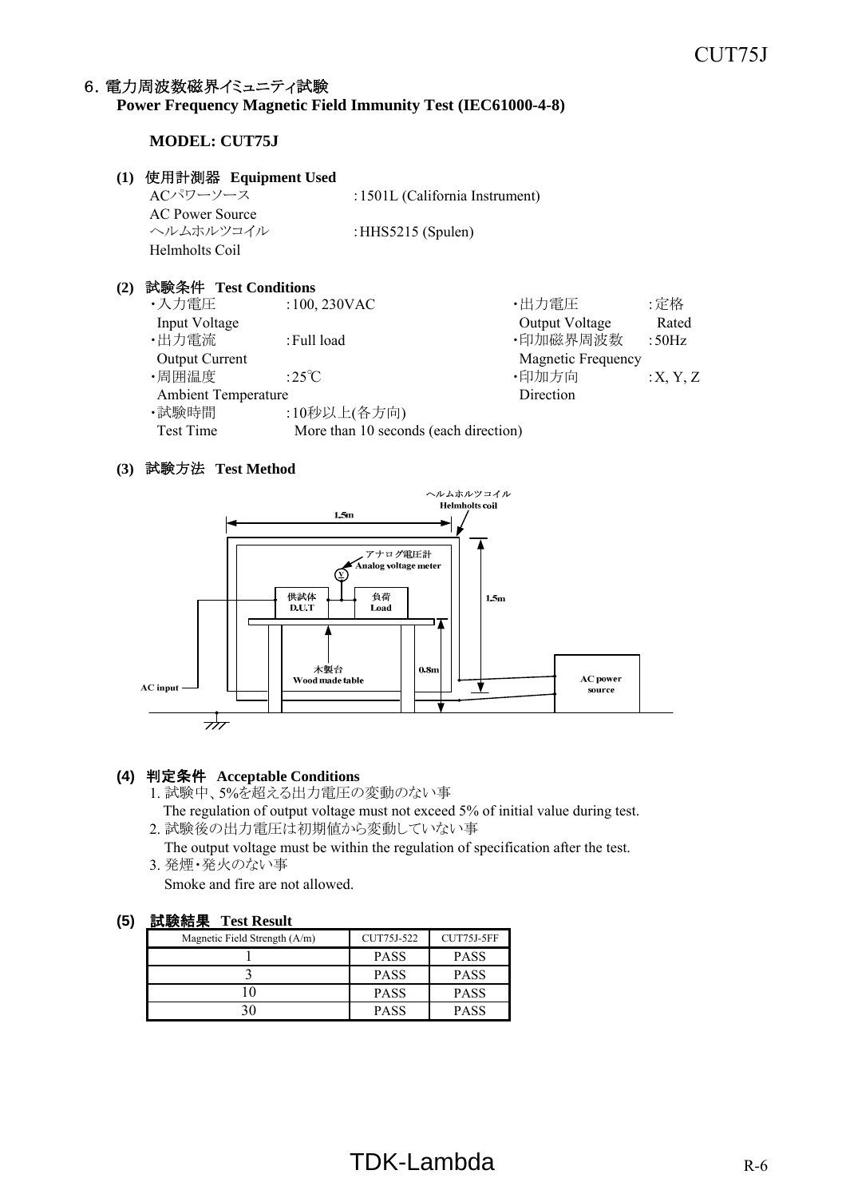## 6. 電力周波数磁界イミュニティ試験
**Power Frequency Magnetic Field Immunity Test (IEC61000-4-8)**

**MODEL: CUT75J**

**(1) 使用計測器 Equipment Used**

ACパワーソース
AC Power Source :1501L (California Instrument)

ヘルムホルツコイル
Helmholts Coil :HHS5215 (Spulen)

**(2) 試験条件 Test Conditions**

・入力電圧 Input Voltage :100, 230VAC
・出力電圧 Output Voltage :定格 Rated
・出力電流 Output Current :Full load
・印加磁界周波数 Magnetic Frequency :50Hz
・周囲温度 Ambient Temperature :25℃
・印加方向 Direction :X, Y, Z
・試験時間 Test Time :10秒以上(各方向) More than 10 seconds (each direction)

**(3) 試験方法 Test Method**

ヘルムホルツコイル Helmholts coil
1.5m
アナログ電圧計 Analog voltage meter
供試体 D.U.T
負荷 Load
1.5m
木製台 Wood made table
0.8m
AC input
AC power source

**(4) 判定条件 Acceptable Conditions**

1. 試験中、5%を超える出力電圧の変動のない事
   The regulation of output voltage must not exceed 5% of initial value during test.
2. 試験後の出力電圧は初期値から変動していない事
   The output voltage must be within the regulation of specification after the test.
3. 発煙・発火のない事
   Smoke and fire are not allowed.

**(5) 試験結果 Test Result**

| Magnetic Field Strength (A/m) | CUT75J-522 | CUT75J-5FF |
|---|---|---|
| 1 | PASS | PASS |
| 3 | PASS | PASS |
| 10 | PASS | PASS |
| 30 | PASS | PASS |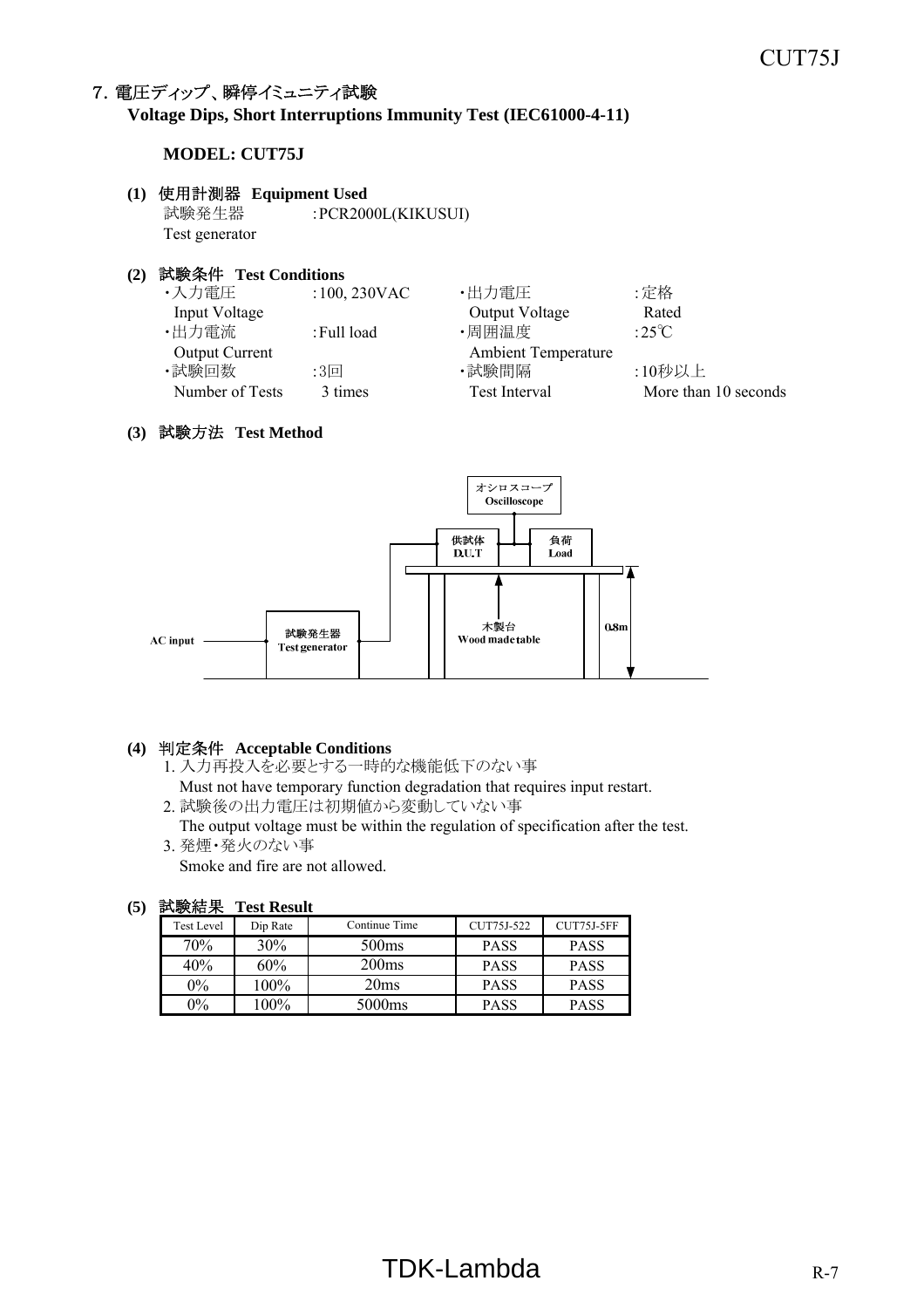## 7. 電圧ディップ、瞬停イミュニティ試験

**Voltage Dips, Short Interruptions Immunity Test (IEC61000-4-11)**

**MODEL: CUT75J**

**(1) 使用計測器 Equipment Used**

試験発生器 : PCR2000L(KIKUSUI)
Test generator

**(2) 試験条件 Test Conditions**

| | | | |
|---|---|---|---|
| ・入力電圧 Input Voltage | : 100, 230VAC | ・出力電圧 Output Voltage | : 定格 Rated |
| ・出力電流 Output Current | : Full load | ・周囲温度 Ambient Temperature | : 25℃ |
| ・試験回数 Number of Tests | : 3回 3 times | ・試験間隔 Test Interval | : 10秒以上 More than 10 seconds |

**(3) 試験方法 Test Method**

オシロスコープ
Oscilloscope
供試体
D.U.T
負荷
Load
木製台
Wood made table
0.8m
AC input
試験発生器
Test generator

**(4) 判定条件 Acceptable Conditions**

1. 入力再投入を必要とする一時的な機能低下のない事
   Must not have temporary function degradation that requires input restart.
2. 試験後の出力電圧は初期値から変動していない事
   The output voltage must be within the regulation of specification after the test.
3. 発煙・発火のない事
   Smoke and fire are not allowed.

**(5) 試験結果 Test Result**

| Test Level | Dip Rate | Continue Time | CUT75J-522 | CUT75J-5FF |
|---|---|---|---|---|
| 70% | 30% | 500ms | PASS | PASS |
| 40% | 60% | 200ms | PASS | PASS |
| 0% | 100% | 20ms | PASS | PASS |
| 0% | 100% | 5000ms | PASS | PASS |